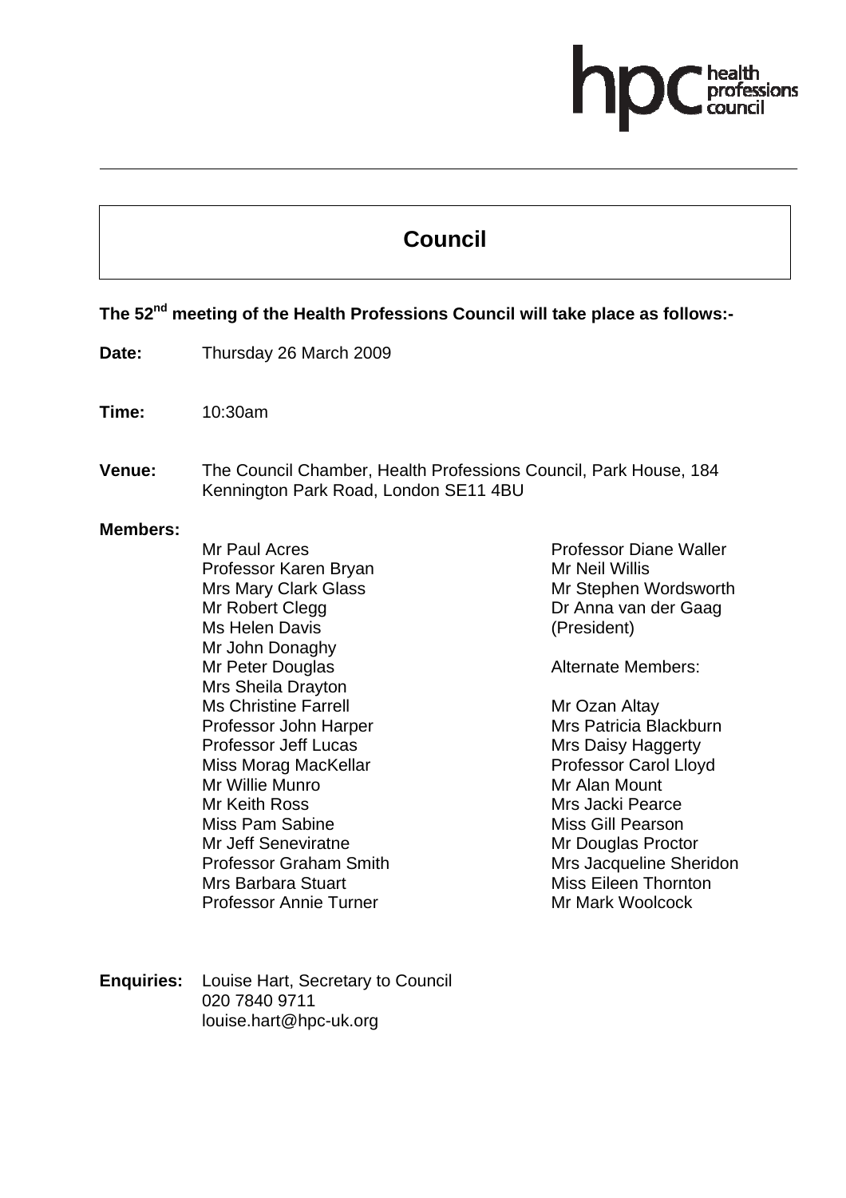hpc health professions council

# Council

**The 52nd meeting of the Health Professions Council will take place as follows:-**

**Date:** Thursday 26 March 2009

**Time:** 10:30am

**Venue:** The Council Chamber, Health Professions Council, Park House, 184 Kennington Park Road, London SE11 4BU

**Members:**

Mr Paul Acres
Professor Karen Bryan
Mrs Mary Clark Glass
Mr Robert Clegg
Ms Helen Davis
Mr John Donaghy
Mr Peter Douglas
Mrs Sheila Drayton
Ms Christine Farrell
Professor John Harper
Professor Jeff Lucas
Miss Morag MacKellar
Mr Willie Munro
Mr Keith Ross
Miss Pam Sabine
Mr Jeff Seneviratne
Professor Graham Smith
Mrs Barbara Stuart
Professor Annie Turner
Professor Diane Waller
Mr Neil Willis
Mr Stephen Wordsworth
Dr Anna van der Gaag (President)

Alternate Members:

Mr Ozan Altay
Mrs Patricia Blackburn
Mrs Daisy Haggerty
Professor Carol Lloyd
Mr Alan Mount
Mrs Jacki Pearce
Miss Gill Pearson
Mr Douglas Proctor
Mrs Jacqueline Sheridon
Miss Eileen Thornton
Mr Mark Woolcock

**Enquiries:** Louise Hart, Secretary to Council
020 7840 9711
louise.hart@hpc-uk.org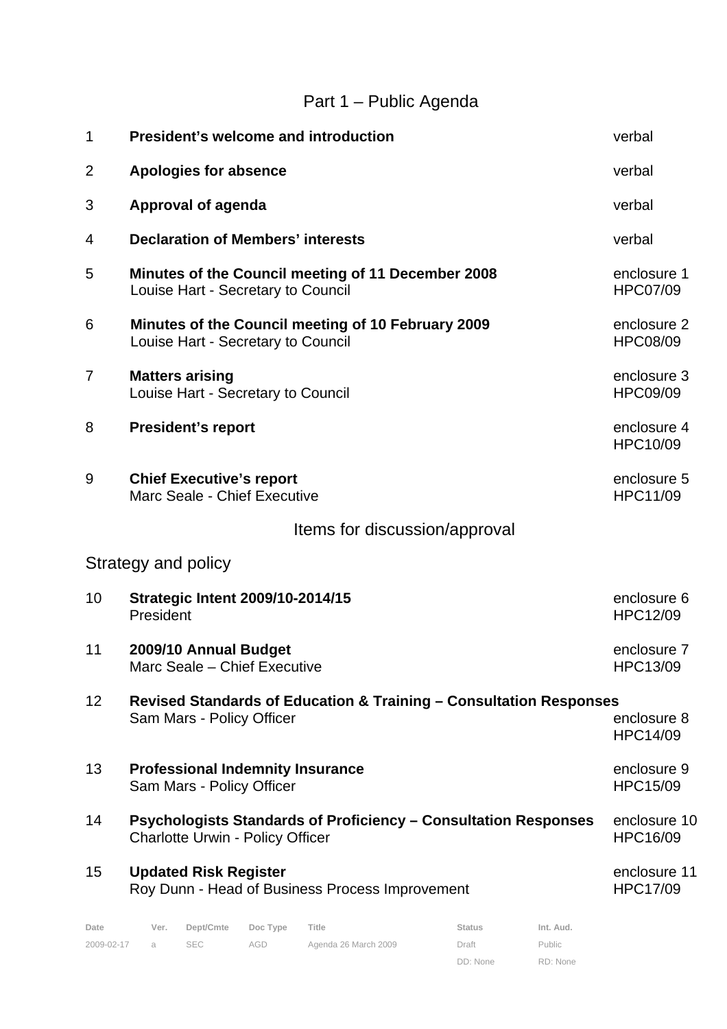## Part 1 – Public Agenda

| | | |
|---|---|---|
| 1 | **President's welcome and introduction** | verbal |
| 2 | **Apologies for absence** | verbal |
| 3 | **Approval of agenda** | verbal |
| 4 | **Declaration of Members' interests** | verbal |
| 5 | **Minutes of the Council meeting of 11 December 2008**<br>Louise Hart - Secretary to Council | enclosure 1<br>HPC07/09 |
| 6 | **Minutes of the Council meeting of 10 February 2009**<br>Louise Hart - Secretary to Council | enclosure 2<br>HPC08/09 |
| 7 | **Matters arising**<br>Louise Hart - Secretary to Council | enclosure 3<br>HPC09/09 |
| 8 | **President's report** | enclosure 4<br>HPC10/09 |
| 9 | **Chief Executive's report**<br>Marc Seale - Chief Executive | enclosure 5<br>HPC11/09 |

## Items for discussion/approval

### Strategy and policy

| | | |
|---|---|---|
| 10 | **Strategic Intent 2009/10-2014/15**<br>President | enclosure 6<br>HPC12/09 |
| 11 | **2009/10 Annual Budget**<br>Marc Seale – Chief Executive | enclosure 7<br>HPC13/09 |
| 12 | **Revised Standards of Education & Training – Consultation Responses**<br>Sam Mars - Policy Officer | enclosure 8<br>HPC14/09 |
| 13 | **Professional Indemnity Insurance**<br>Sam Mars - Policy Officer | enclosure 9<br>HPC15/09 |
| 14 | **Psychologists Standards of Proficiency – Consultation Responses**<br>Charlotte Urwin - Policy Officer | enclosure 10<br>HPC16/09 |
| 15 | **Updated Risk Register**<br>Roy Dunn - Head of Business Process Improvement | enclosure 11<br>HPC17/09 |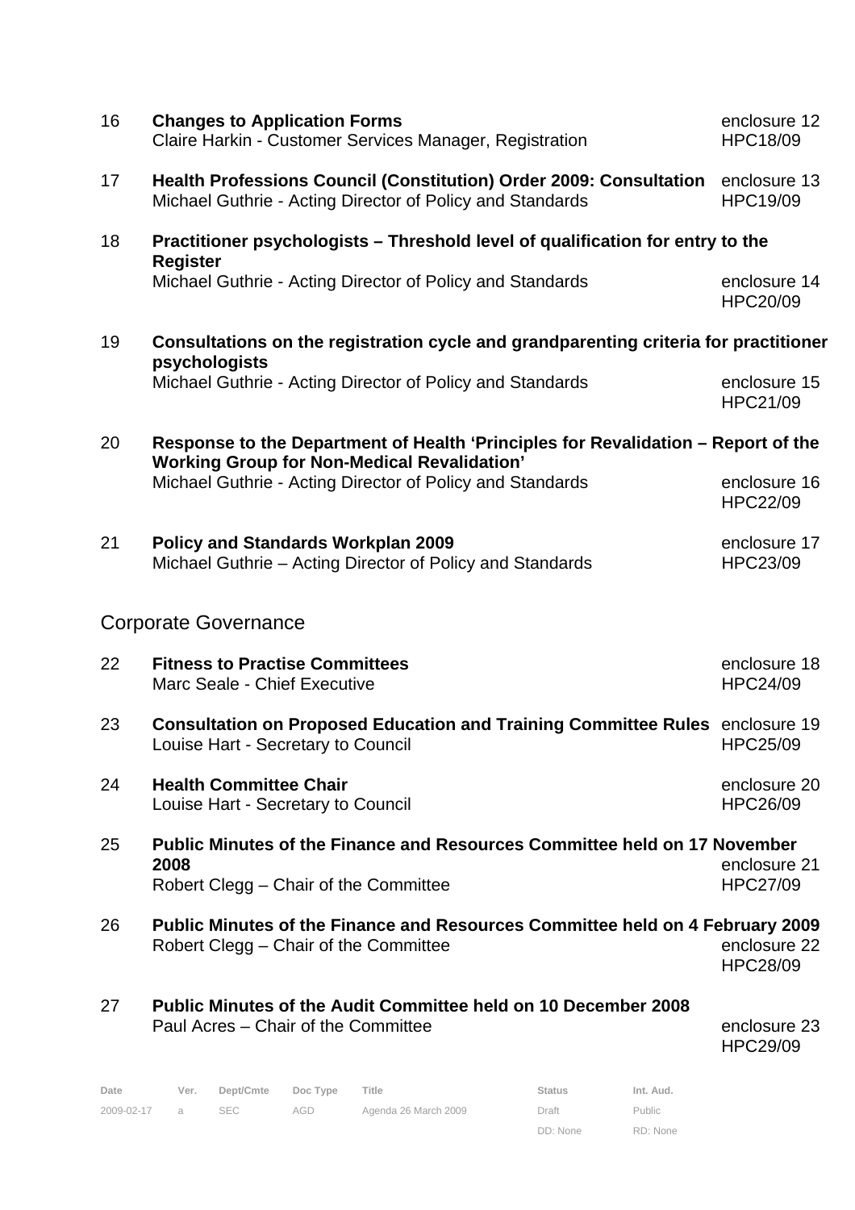16 **Changes to Application Forms** enclosure 12
Claire Harkin - Customer Services Manager, Registration HPC18/09

17 **Health Professions Council (Constitution) Order 2009: Consultation** enclosure 13
Michael Guthrie - Acting Director of Policy and Standards HPC19/09

18 **Practitioner psychologists – Threshold level of qualification for entry to the Register**
Michael Guthrie - Acting Director of Policy and Standards enclosure 14
HPC20/09

19 **Consultations on the registration cycle and grandparenting criteria for practitioner psychologists**
Michael Guthrie - Acting Director of Policy and Standards enclosure 15
HPC21/09

20 **Response to the Department of Health 'Principles for Revalidation – Report of the Working Group for Non-Medical Revalidation'**
Michael Guthrie - Acting Director of Policy and Standards enclosure 16
HPC22/09

21 **Policy and Standards Workplan 2009** enclosure 17
Michael Guthrie – Acting Director of Policy and Standards HPC23/09

## Corporate Governance

22 **Fitness to Practise Committees** enclosure 18
Marc Seale - Chief Executive HPC24/09

23 **Consultation on Proposed Education and Training Committee Rules** enclosure 19
Louise Hart - Secretary to Council HPC25/09

24 **Health Committee Chair** enclosure 20
Louise Hart - Secretary to Council HPC26/09

25 **Public Minutes of the Finance and Resources Committee held on 17 November 2008** enclosure 21
Robert Clegg – Chair of the Committee HPC27/09

26 **Public Minutes of the Finance and Resources Committee held on 4 February 2009**
Robert Clegg – Chair of the Committee enclosure 22
HPC28/09

27 **Public Minutes of the Audit Committee held on 10 December 2008**
Paul Acres – Chair of the Committee enclosure 23
HPC29/09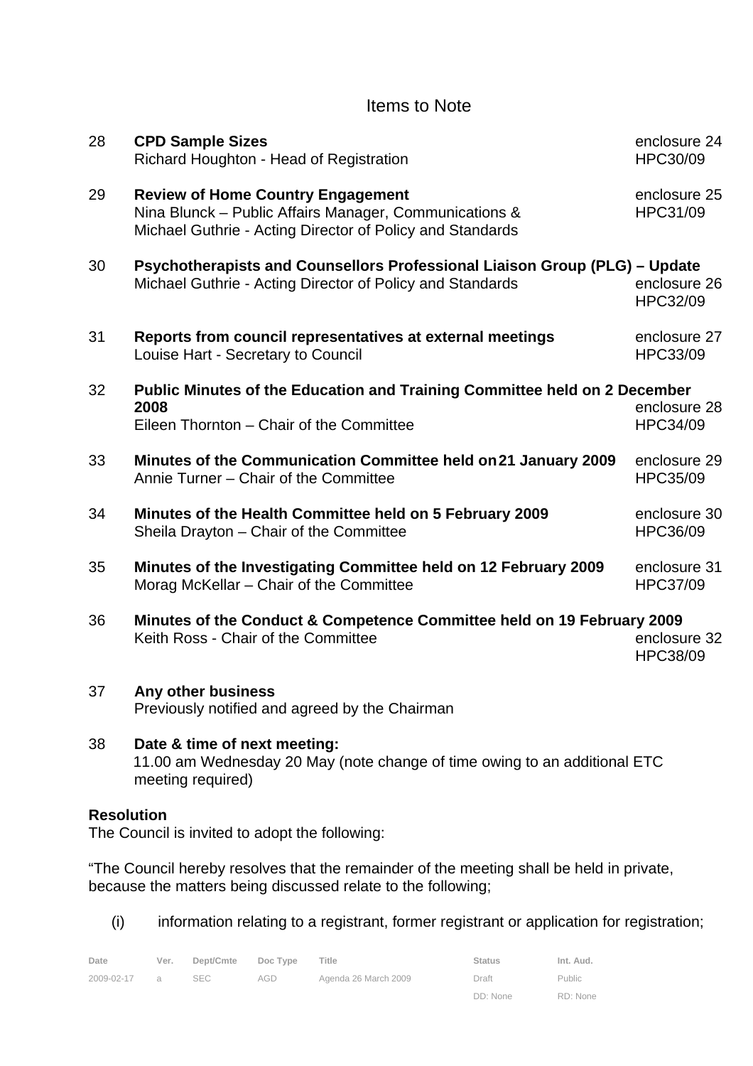## Items to Note

28 **CPD Sample Sizes** — enclosure 24, HPC30/09
Richard Houghton - Head of Registration

29 **Review of Home Country Engagement** — enclosure 25, HPC31/09
Nina Blunck – Public Affairs Manager, Communications & Michael Guthrie - Acting Director of Policy and Standards

30 **Psychotherapists and Counsellors Professional Liaison Group (PLG) – Update** — enclosure 26, HPC32/09
Michael Guthrie - Acting Director of Policy and Standards

31 **Reports from council representatives at external meetings** — enclosure 27, HPC33/09
Louise Hart - Secretary to Council

32 **Public Minutes of the Education and Training Committee held on 2 December 2008** — enclosure 28, HPC34/09
Eileen Thornton – Chair of the Committee

33 **Minutes of the Communication Committee held on 21 January 2009** — enclosure 29, HPC35/09
Annie Turner – Chair of the Committee

34 **Minutes of the Health Committee held on 5 February 2009** — enclosure 30, HPC36/09
Sheila Drayton – Chair of the Committee

35 **Minutes of the Investigating Committee held on 12 February 2009** — enclosure 31, HPC37/09
Morag McKellar – Chair of the Committee

36 **Minutes of the Conduct & Competence Committee held on 19 February 2009** — enclosure 32, HPC38/09
Keith Ross - Chair of the Committee

37 **Any other business**
Previously notified and agreed by the Chairman

38 **Date & time of next meeting:**
11.00 am Wednesday 20 May (note change of time owing to an additional ETC meeting required)

**Resolution**
The Council is invited to adopt the following:

"The Council hereby resolves that the remainder of the meeting shall be held in private, because the matters being discussed relate to the following;

(i) information relating to a registrant, former registrant or application for registration;

| Date | Ver. | Dept/Cmte | Doc Type | Title | Status | Int. Aud. |
|---|---|---|---|---|---|---|
| 2009-02-17 | a | SEC | AGD | Agenda 26 March 2009 | Draft | Public |
| | | | | | DD: None | RD: None |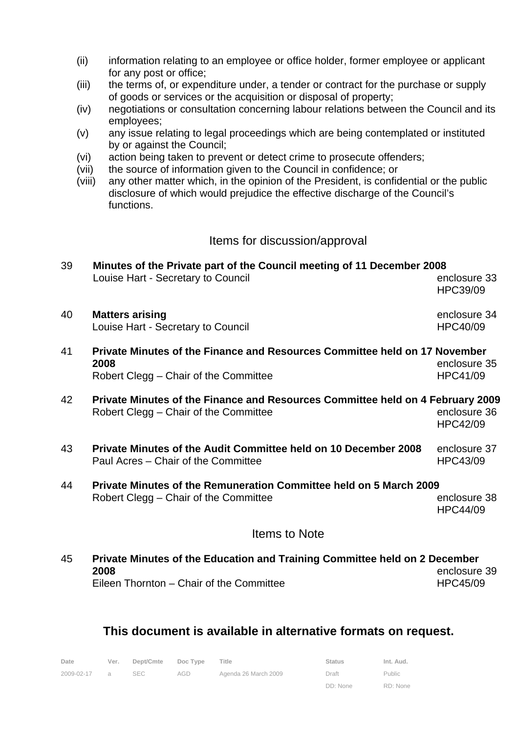(ii) information relating to an employee or office holder, former employee or applicant for any post or office;

(iii) the terms of, or expenditure under, a tender or contract for the purchase or supply of goods or services or the acquisition or disposal of property;

(iv) negotiations or consultation concerning labour relations between the Council and its employees;

(v) any issue relating to legal proceedings which are being contemplated or instituted by or against the Council;

(vi) action being taken to prevent or detect crime to prosecute offenders;

(vii) the source of information given to the Council in confidence; or

(viii) any other matter which, in the opinion of the President, is confidential or the public disclosure of which would prejudice the effective discharge of the Council's functions.

## Items for discussion/approval

39 **Minutes of the Private part of the Council meeting of 11 December 2008**
Louise Hart - Secretary to Council — enclosure 33, HPC39/09

40 **Matters arising** — enclosure 34
Louise Hart - Secretary to Council — HPC40/09

41 **Private Minutes of the Finance and Resources Committee held on 17 November 2008** — enclosure 35
Robert Clegg – Chair of the Committee — HPC41/09

42 **Private Minutes of the Finance and Resources Committee held on 4 February 2009**
Robert Clegg – Chair of the Committee — enclosure 36, HPC42/09

43 **Private Minutes of the Audit Committee held on 10 December 2008** — enclosure 37
Paul Acres – Chair of the Committee — HPC43/09

44 **Private Minutes of the Remuneration Committee held on 5 March 2009**
Robert Clegg – Chair of the Committee — enclosure 38, HPC44/09

## Items to Note

45 **Private Minutes of the Education and Training Committee held on 2 December 2008** — enclosure 39
Eileen Thornton – Chair of the Committee — HPC45/09

**This document is available in alternative formats on request.**

| Date | Ver. | Dept/Cmte | Doc Type | Title | Status | Int. Aud. |
|---|---|---|---|---|---|---|
| 2009-02-17 | a | SEC | AGD | Agenda 26 March 2009 | Draft | Public |
| | | | | | DD: None | RD: None |